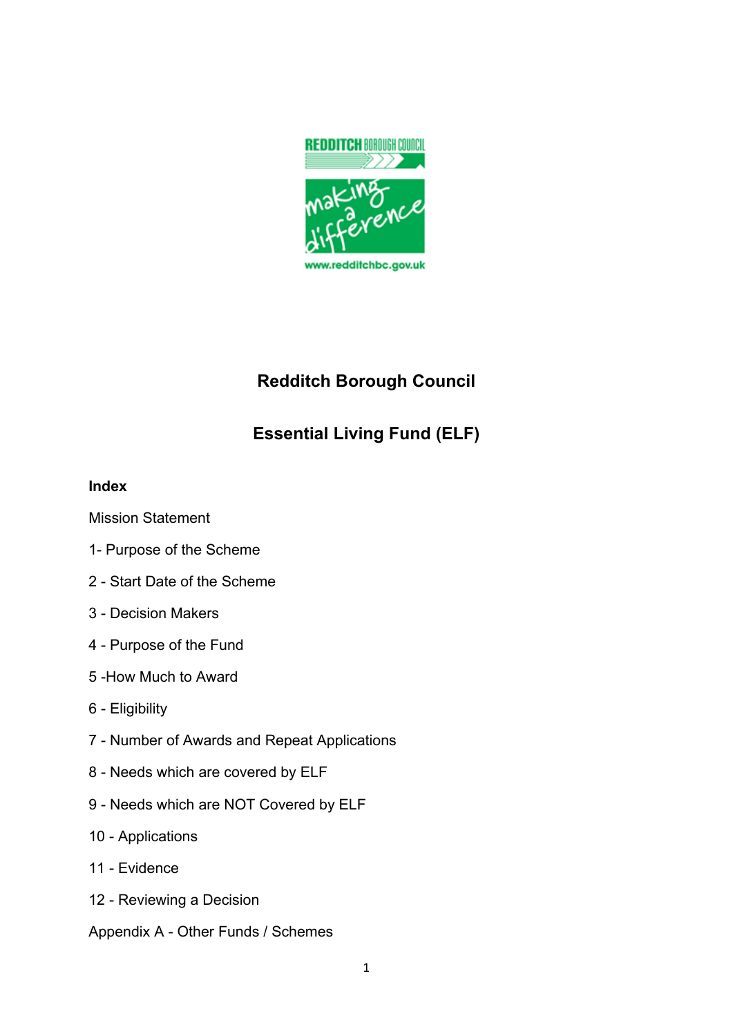# Redditch Borough Council

## Essential Living Fund (ELF)

**Index**

Mission Statement

1- Purpose of the Scheme

2 - Start Date of the Scheme

3 - Decision Makers

4 - Purpose of the Fund

5 -How Much to Award

6 - Eligibility

7 - Number of Awards and Repeat Applications

8 - Needs which are covered by ELF

9 - Needs which are NOT Covered by ELF

10 - Applications

11 - Evidence

12 - Reviewing a Decision

Appendix A - Other Funds / Schemes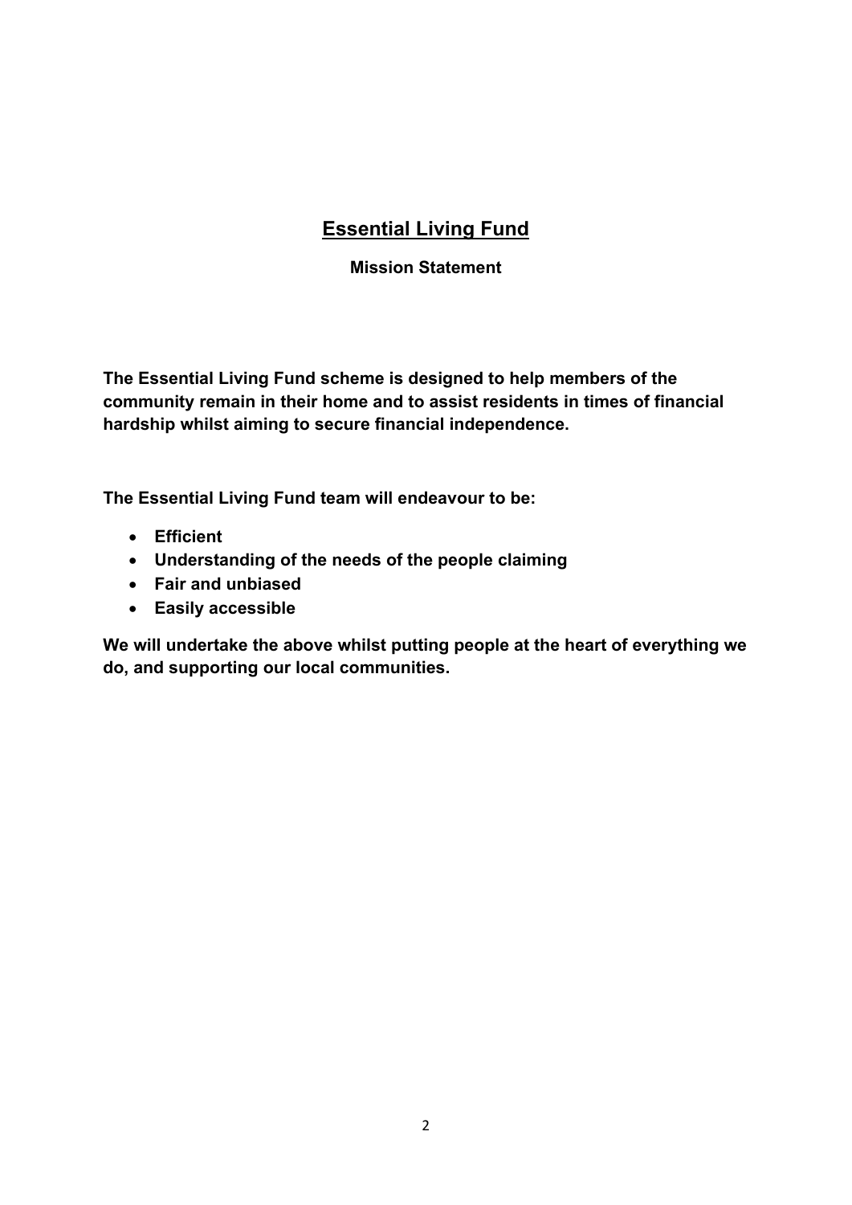# <u>Essential Living Fund</u>

**Mission Statement**

**The Essential Living Fund scheme is designed to help members of the community remain in their home and to assist residents in times of financial hardship whilst aiming to secure financial independence.**

**The Essential Living Fund team will endeavour to be:**

- **Efficient**
- **Understanding of the needs of the people claiming**
- **Fair and unbiased**
- **Easily accessible**

**We will undertake the above whilst putting people at the heart of everything we do, and supporting our local communities.**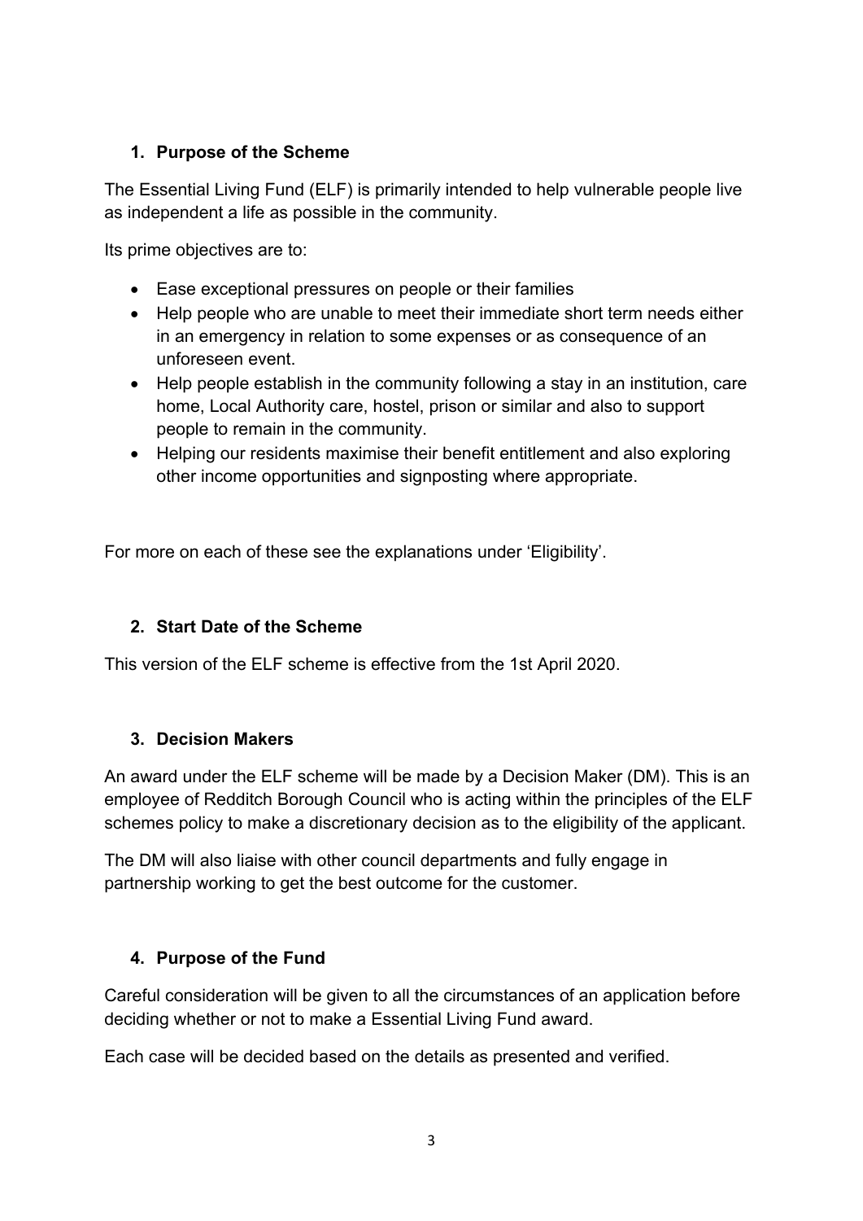## 1. Purpose of the Scheme

The Essential Living Fund (ELF) is primarily intended to help vulnerable people live as independent a life as possible in the community.

Its prime objectives are to:

- Ease exceptional pressures on people or their families
- Help people who are unable to meet their immediate short term needs either in an emergency in relation to some expenses or as consequence of an unforeseen event.
- Help people establish in the community following a stay in an institution, care home, Local Authority care, hostel, prison or similar and also to support people to remain in the community.
- Helping our residents maximise their benefit entitlement and also exploring other income opportunities and signposting where appropriate.

For more on each of these see the explanations under 'Eligibility'.

## 2. Start Date of the Scheme

This version of the ELF scheme is effective from the 1st April 2020.

## 3. Decision Makers

An award under the ELF scheme will be made by a Decision Maker (DM). This is an employee of Redditch Borough Council who is acting within the principles of the ELF schemes policy to make a discretionary decision as to the eligibility of the applicant.

The DM will also liaise with other council departments and fully engage in partnership working to get the best outcome for the customer.

## 4. Purpose of the Fund

Careful consideration will be given to all the circumstances of an application before deciding whether or not to make a Essential Living Fund award.

Each case will be decided based on the details as presented and verified.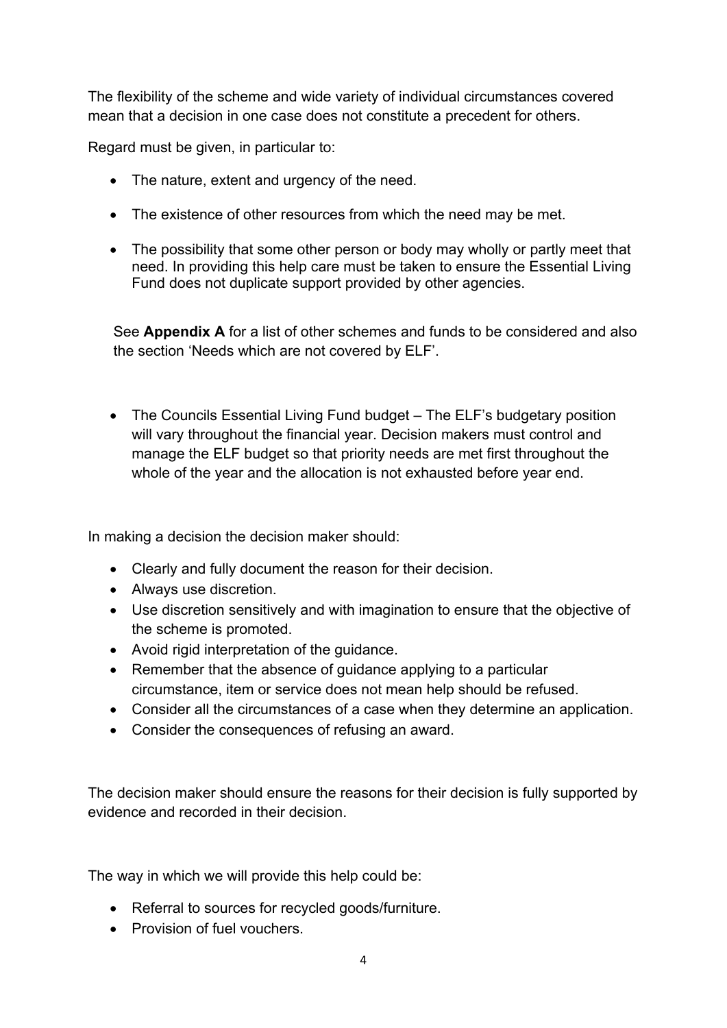The flexibility of the scheme and wide variety of individual circumstances covered mean that a decision in one case does not constitute a precedent for others.

Regard must be given, in particular to:

- The nature, extent and urgency of the need.
- The existence of other resources from which the need may be met.
- The possibility that some other person or body may wholly or partly meet that need. In providing this help care must be taken to ensure the Essential Living Fund does not duplicate support provided by other agencies.

  See **Appendix A** for a list of other schemes and funds to be considered and also the section 'Needs which are not covered by ELF'.

- The Councils Essential Living Fund budget – The ELF's budgetary position will vary throughout the financial year. Decision makers must control and manage the ELF budget so that priority needs are met first throughout the whole of the year and the allocation is not exhausted before year end.

In making a decision the decision maker should:

- Clearly and fully document the reason for their decision.
- Always use discretion.
- Use discretion sensitively and with imagination to ensure that the objective of the scheme is promoted.
- Avoid rigid interpretation of the guidance.
- Remember that the absence of guidance applying to a particular circumstance, item or service does not mean help should be refused.
- Consider all the circumstances of a case when they determine an application.
- Consider the consequences of refusing an award.

The decision maker should ensure the reasons for their decision is fully supported by evidence and recorded in their decision.

The way in which we will provide this help could be:

- Referral to sources for recycled goods/furniture.
- Provision of fuel vouchers.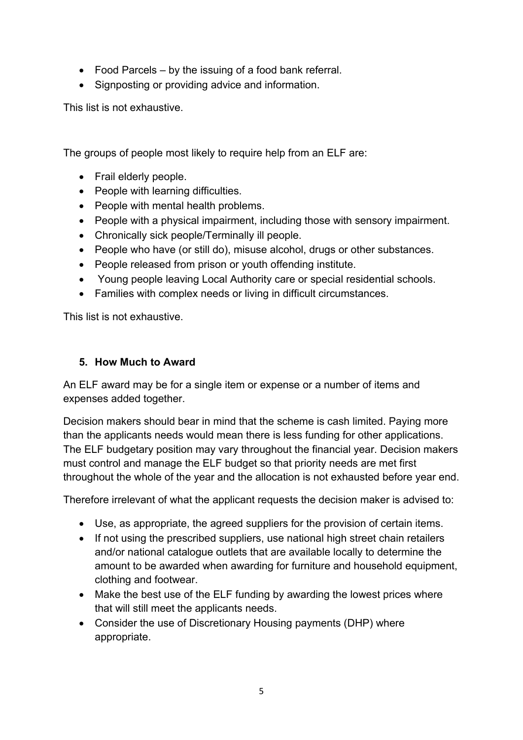- Food Parcels – by the issuing of a food bank referral.
- Signposting or providing advice and information.

This list is not exhaustive.

The groups of people most likely to require help from an ELF are:

- Frail elderly people.
- People with learning difficulties.
- People with mental health problems.
- People with a physical impairment, including those with sensory impairment.
- Chronically sick people/Terminally ill people.
- People who have (or still do), misuse alcohol, drugs or other substances.
- People released from prison or youth offending institute.
- Young people leaving Local Authority care or special residential schools.
- Families with complex needs or living in difficult circumstances.

This list is not exhaustive.

## 5. How Much to Award

An ELF award may be for a single item or expense or a number of items and expenses added together.

Decision makers should bear in mind that the scheme is cash limited. Paying more than the applicants needs would mean there is less funding for other applications. The ELF budgetary position may vary throughout the financial year. Decision makers must control and manage the ELF budget so that priority needs are met first throughout the whole of the year and the allocation is not exhausted before year end.

Therefore irrelevant of what the applicant requests the decision maker is advised to:

- Use, as appropriate, the agreed suppliers for the provision of certain items.
- If not using the prescribed suppliers, use national high street chain retailers and/or national catalogue outlets that are available locally to determine the amount to be awarded when awarding for furniture and household equipment, clothing and footwear.
- Make the best use of the ELF funding by awarding the lowest prices where that will still meet the applicants needs.
- Consider the use of Discretionary Housing payments (DHP) where appropriate.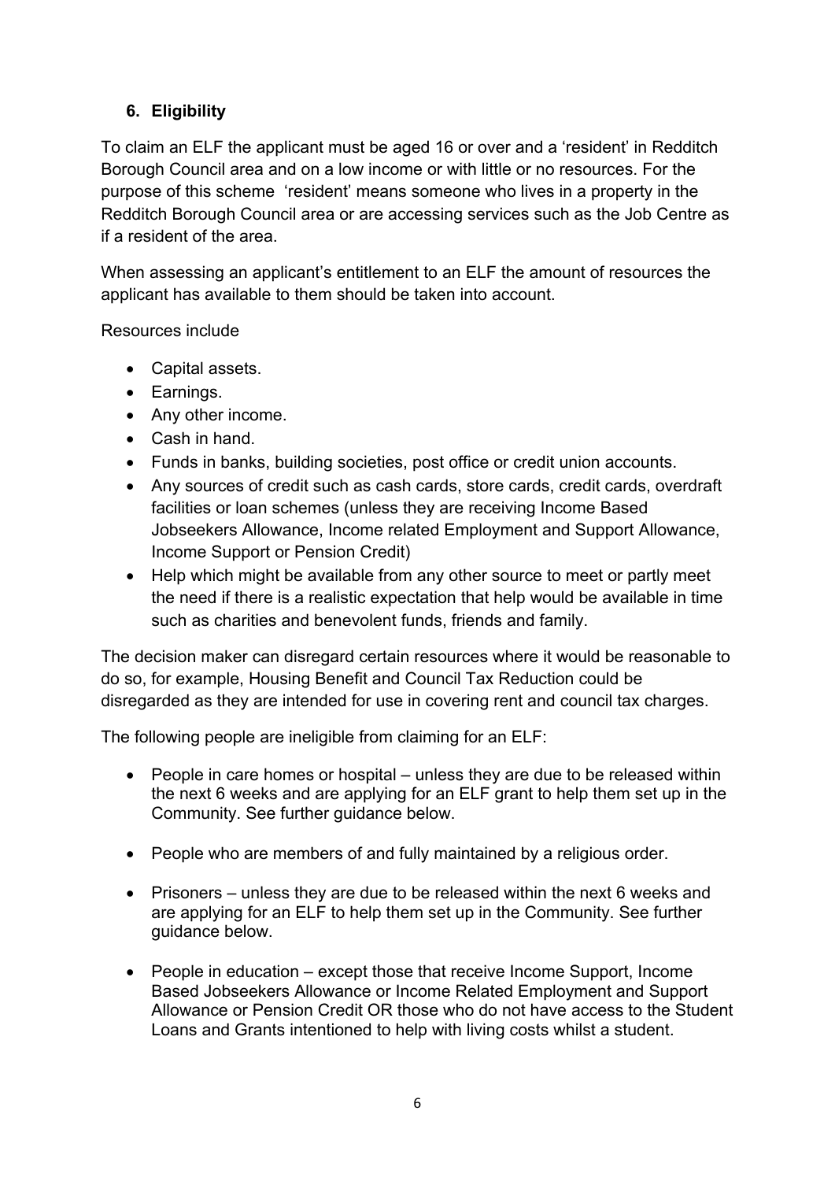## 6. Eligibility

To claim an ELF the applicant must be aged 16 or over and a 'resident' in Redditch Borough Council area and on a low income or with little or no resources. For the purpose of this scheme 'resident' means someone who lives in a property in the Redditch Borough Council area or are accessing services such as the Job Centre as if a resident of the area.

When assessing an applicant's entitlement to an ELF the amount of resources the applicant has available to them should be taken into account.

Resources include

- Capital assets.
- Earnings.
- Any other income.
- Cash in hand.
- Funds in banks, building societies, post office or credit union accounts.
- Any sources of credit such as cash cards, store cards, credit cards, overdraft facilities or loan schemes (unless they are receiving Income Based Jobseekers Allowance, Income related Employment and Support Allowance, Income Support or Pension Credit)
- Help which might be available from any other source to meet or partly meet the need if there is a realistic expectation that help would be available in time such as charities and benevolent funds, friends and family.

The decision maker can disregard certain resources where it would be reasonable to do so, for example, Housing Benefit and Council Tax Reduction could be disregarded as they are intended for use in covering rent and council tax charges.

The following people are ineligible from claiming for an ELF:

- People in care homes or hospital – unless they are due to be released within the next 6 weeks and are applying for an ELF grant to help them set up in the Community. See further guidance below.

- People who are members of and fully maintained by a religious order.

- Prisoners – unless they are due to be released within the next 6 weeks and are applying for an ELF to help them set up in the Community. See further guidance below.

- People in education – except those that receive Income Support, Income Based Jobseekers Allowance or Income Related Employment and Support Allowance or Pension Credit OR those who do not have access to the Student Loans and Grants intentioned to help with living costs whilst a student.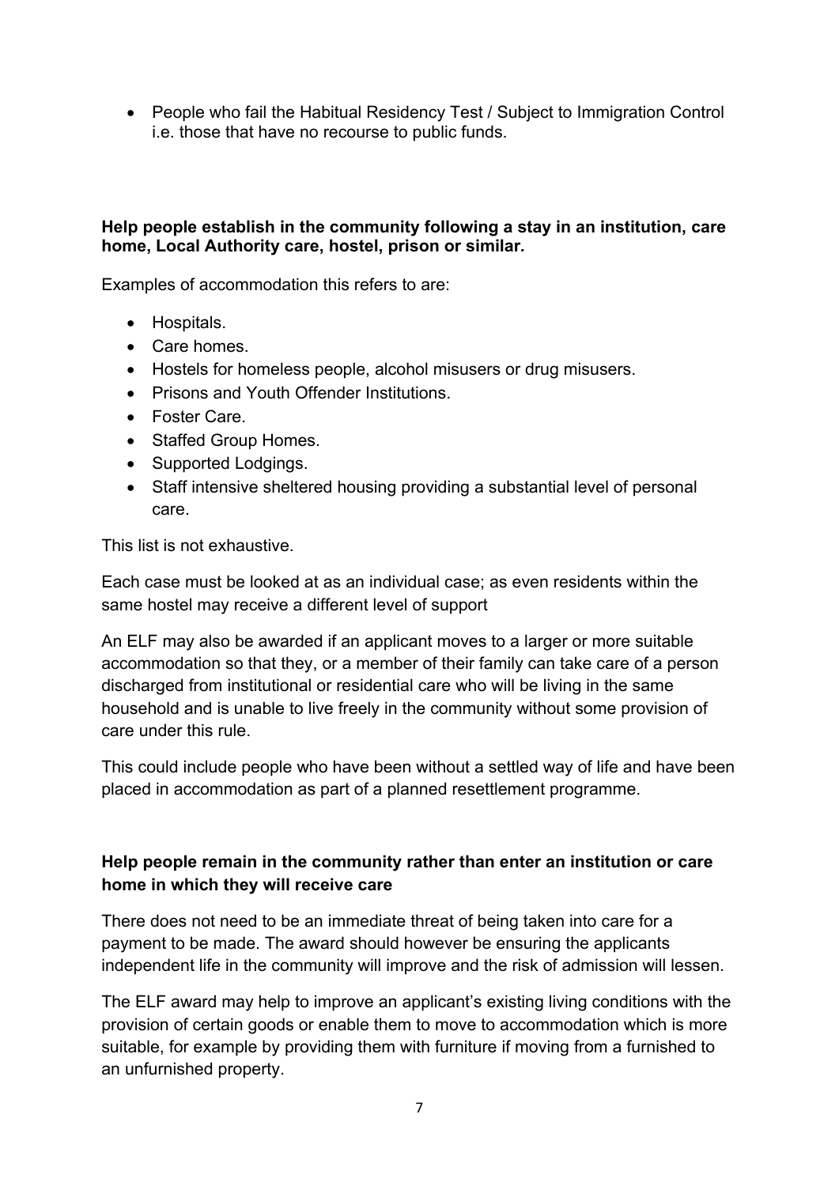- People who fail the Habitual Residency Test / Subject to Immigration Control i.e. those that have no recourse to public funds.

**Help people establish in the community following a stay in an institution, care home, Local Authority care, hostel, prison or similar.**

Examples of accommodation this refers to are:

- Hospitals.
- Care homes.
- Hostels for homeless people, alcohol misusers or drug misusers.
- Prisons and Youth Offender Institutions.
- Foster Care.
- Staffed Group Homes.
- Supported Lodgings.
- Staff intensive sheltered housing providing a substantial level of personal care.

This list is not exhaustive.

Each case must be looked at as an individual case; as even residents within the same hostel may receive a different level of support

An ELF may also be awarded if an applicant moves to a larger or more suitable accommodation so that they, or a member of their family can take care of a person discharged from institutional or residential care who will be living in the same household and is unable to live freely in the community without some provision of care under this rule.

This could include people who have been without a settled way of life and have been placed in accommodation as part of a planned resettlement programme.

**Help people remain in the community rather than enter an institution or care home in which they will receive care**

There does not need to be an immediate threat of being taken into care for a payment to be made. The award should however be ensuring the applicants independent life in the community will improve and the risk of admission will lessen.

The ELF award may help to improve an applicant's existing living conditions with the provision of certain goods or enable them to move to accommodation which is more suitable, for example by providing them with furniture if moving from a furnished to an unfurnished property.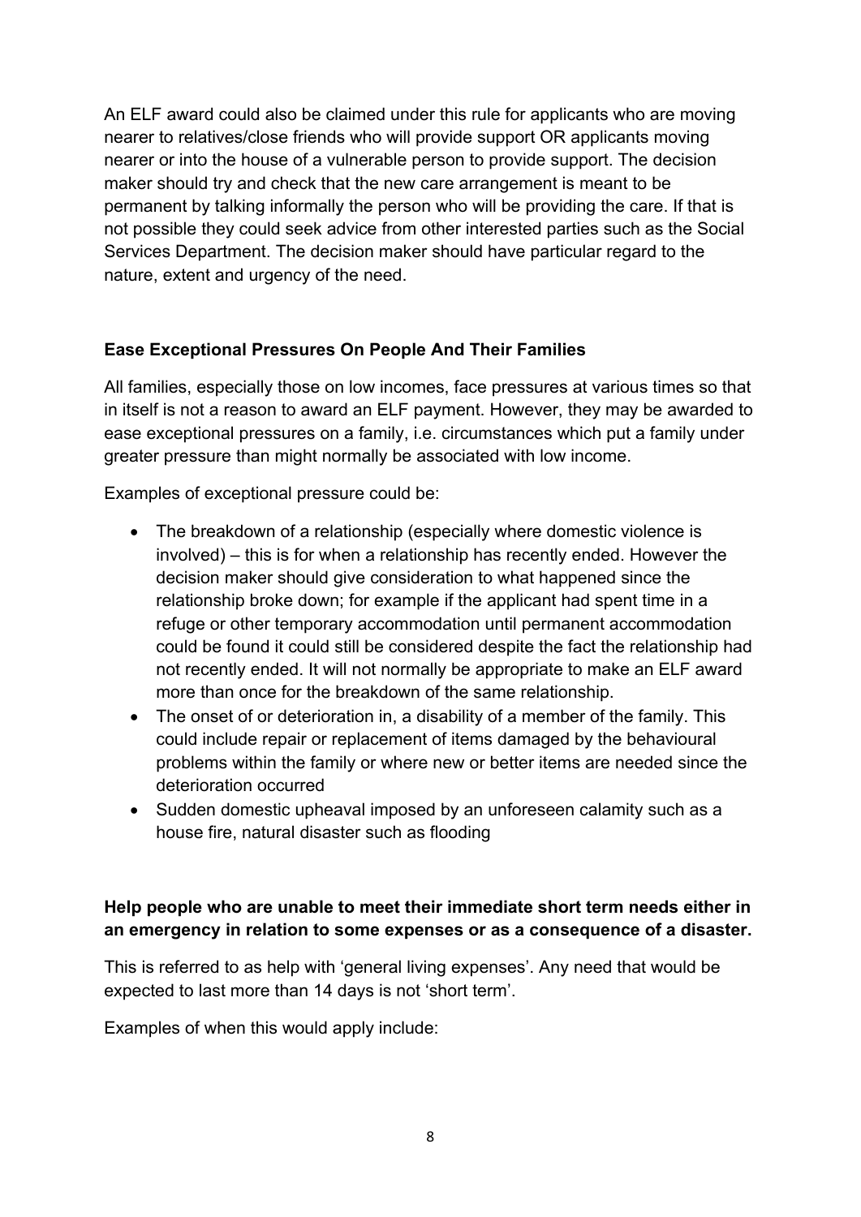An ELF award could also be claimed under this rule for applicants who are moving nearer to relatives/close friends who will provide support OR applicants moving nearer or into the house of a vulnerable person to provide support. The decision maker should try and check that the new care arrangement is meant to be permanent by talking informally the person who will be providing the care. If that is not possible they could seek advice from other interested parties such as the Social Services Department. The decision maker should have particular regard to the nature, extent and urgency of the need.

**Ease Exceptional Pressures On People And Their Families**

All families, especially those on low incomes, face pressures at various times so that in itself is not a reason to award an ELF payment. However, they may be awarded to ease exceptional pressures on a family, i.e. circumstances which put a family under greater pressure than might normally be associated with low income.

Examples of exceptional pressure could be:

- The breakdown of a relationship (especially where domestic violence is involved) – this is for when a relationship has recently ended. However the decision maker should give consideration to what happened since the relationship broke down; for example if the applicant had spent time in a refuge or other temporary accommodation until permanent accommodation could be found it could still be considered despite the fact the relationship had not recently ended. It will not normally be appropriate to make an ELF award more than once for the breakdown of the same relationship.
- The onset of or deterioration in, a disability of a member of the family. This could include repair or replacement of items damaged by the behavioural problems within the family or where new or better items are needed since the deterioration occurred
- Sudden domestic upheaval imposed by an unforeseen calamity such as a house fire, natural disaster such as flooding

**Help people who are unable to meet their immediate short term needs either in an emergency in relation to some expenses or as a consequence of a disaster.**

This is referred to as help with 'general living expenses'. Any need that would be expected to last more than 14 days is not 'short term'.

Examples of when this would apply include: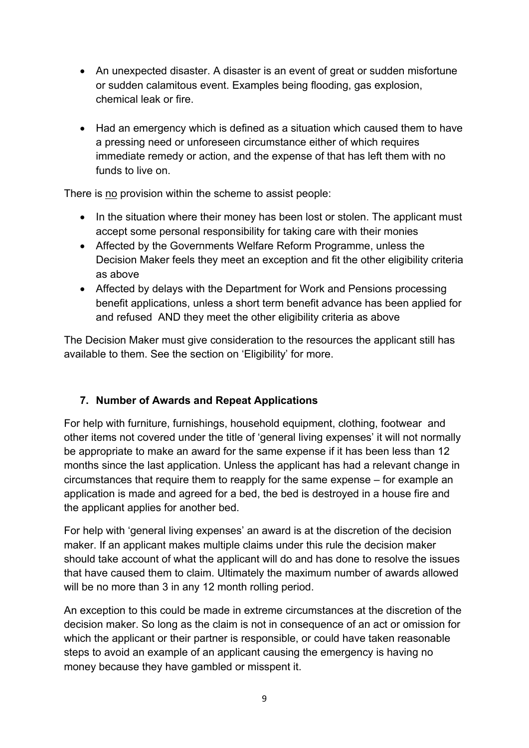- An unexpected disaster. A disaster is an event of great or sudden misfortune or sudden calamitous event. Examples being flooding, gas explosion, chemical leak or fire.

- Had an emergency which is defined as a situation which caused them to have a pressing need or unforeseen circumstance either of which requires immediate remedy or action, and the expense of that has left them with no funds to live on.

There is <u>no</u> provision within the scheme to assist people:

- In the situation where their money has been lost or stolen. The applicant must accept some personal responsibility for taking care with their monies
- Affected by the Governments Welfare Reform Programme, unless the Decision Maker feels they meet an exception and fit the other eligibility criteria as above
- Affected by delays with the Department for Work and Pensions processing benefit applications, unless a short term benefit advance has been applied for and refused AND they meet the other eligibility criteria as above

The Decision Maker must give consideration to the resources the applicant still has available to them. See the section on 'Eligibility' for more.

## 7. Number of Awards and Repeat Applications

For help with furniture, furnishings, household equipment, clothing, footwear and other items not covered under the title of 'general living expenses' it will not normally be appropriate to make an award for the same expense if it has been less than 12 months since the last application. Unless the applicant has had a relevant change in circumstances that require them to reapply for the same expense – for example an application is made and agreed for a bed, the bed is destroyed in a house fire and the applicant applies for another bed.

For help with 'general living expenses' an award is at the discretion of the decision maker. If an applicant makes multiple claims under this rule the decision maker should take account of what the applicant will do and has done to resolve the issues that have caused them to claim. Ultimately the maximum number of awards allowed will be no more than 3 in any 12 month rolling period.

An exception to this could be made in extreme circumstances at the discretion of the decision maker. So long as the claim is not in consequence of an act or omission for which the applicant or their partner is responsible, or could have taken reasonable steps to avoid an example of an applicant causing the emergency is having no money because they have gambled or misspent it.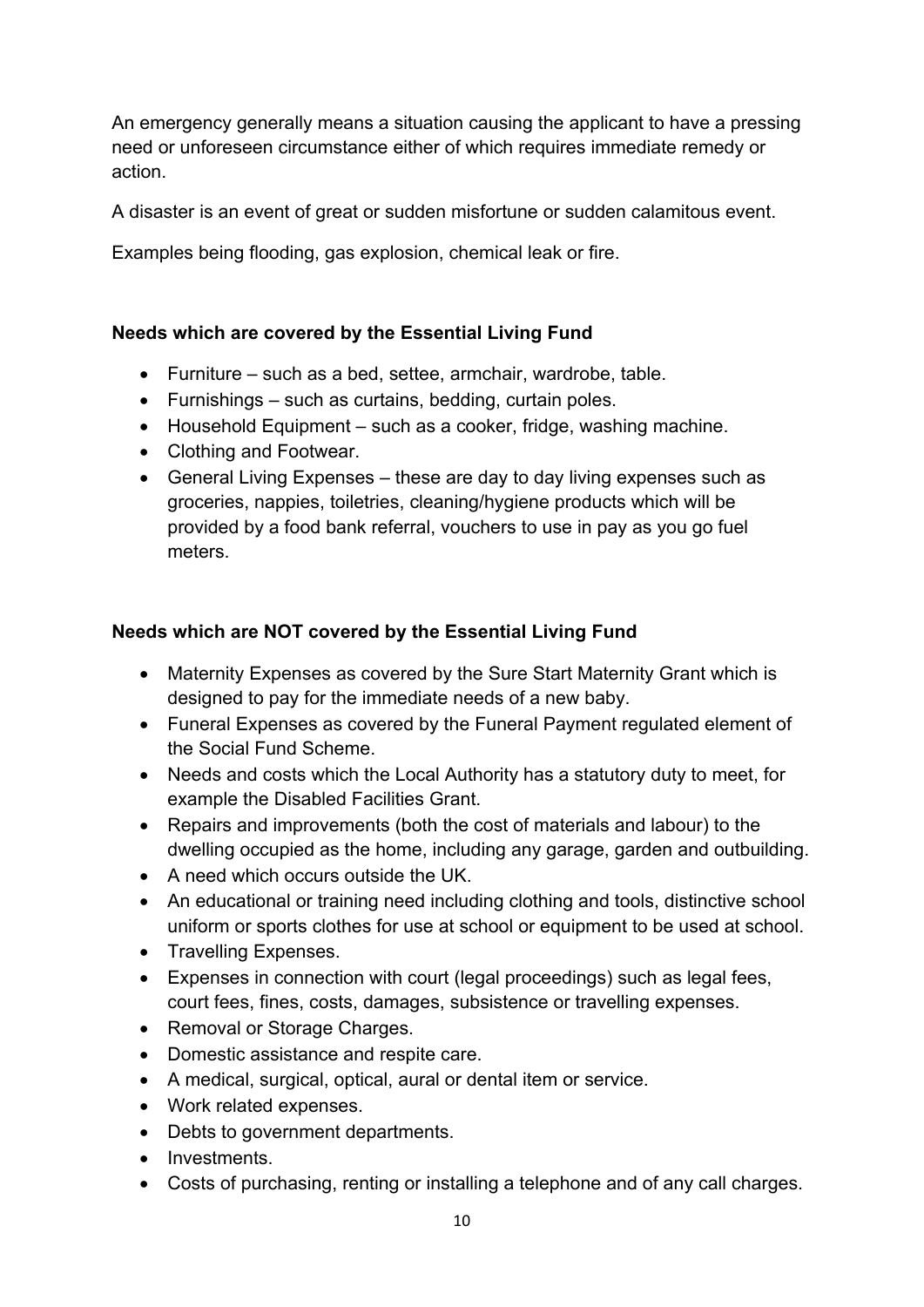An emergency generally means a situation causing the applicant to have a pressing need or unforeseen circumstance either of which requires immediate remedy or action.

A disaster is an event of great or sudden misfortune or sudden calamitous event.

Examples being flooding, gas explosion, chemical leak or fire.

**Needs which are covered by the Essential Living Fund**

- Furniture – such as a bed, settee, armchair, wardrobe, table.
- Furnishings – such as curtains, bedding, curtain poles.
- Household Equipment – such as a cooker, fridge, washing machine.
- Clothing and Footwear.
- General Living Expenses – these are day to day living expenses such as groceries, nappies, toiletries, cleaning/hygiene products which will be provided by a food bank referral, vouchers to use in pay as you go fuel meters.

**Needs which are NOT covered by the Essential Living Fund**

- Maternity Expenses as covered by the Sure Start Maternity Grant which is designed to pay for the immediate needs of a new baby.
- Funeral Expenses as covered by the Funeral Payment regulated element of the Social Fund Scheme.
- Needs and costs which the Local Authority has a statutory duty to meet, for example the Disabled Facilities Grant.
- Repairs and improvements (both the cost of materials and labour) to the dwelling occupied as the home, including any garage, garden and outbuilding.
- A need which occurs outside the UK.
- An educational or training need including clothing and tools, distinctive school uniform or sports clothes for use at school or equipment to be used at school.
- Travelling Expenses.
- Expenses in connection with court (legal proceedings) such as legal fees, court fees, fines, costs, damages, subsistence or travelling expenses.
- Removal or Storage Charges.
- Domestic assistance and respite care.
- A medical, surgical, optical, aural or dental item or service.
- Work related expenses.
- Debts to government departments.
- Investments.
- Costs of purchasing, renting or installing a telephone and of any call charges.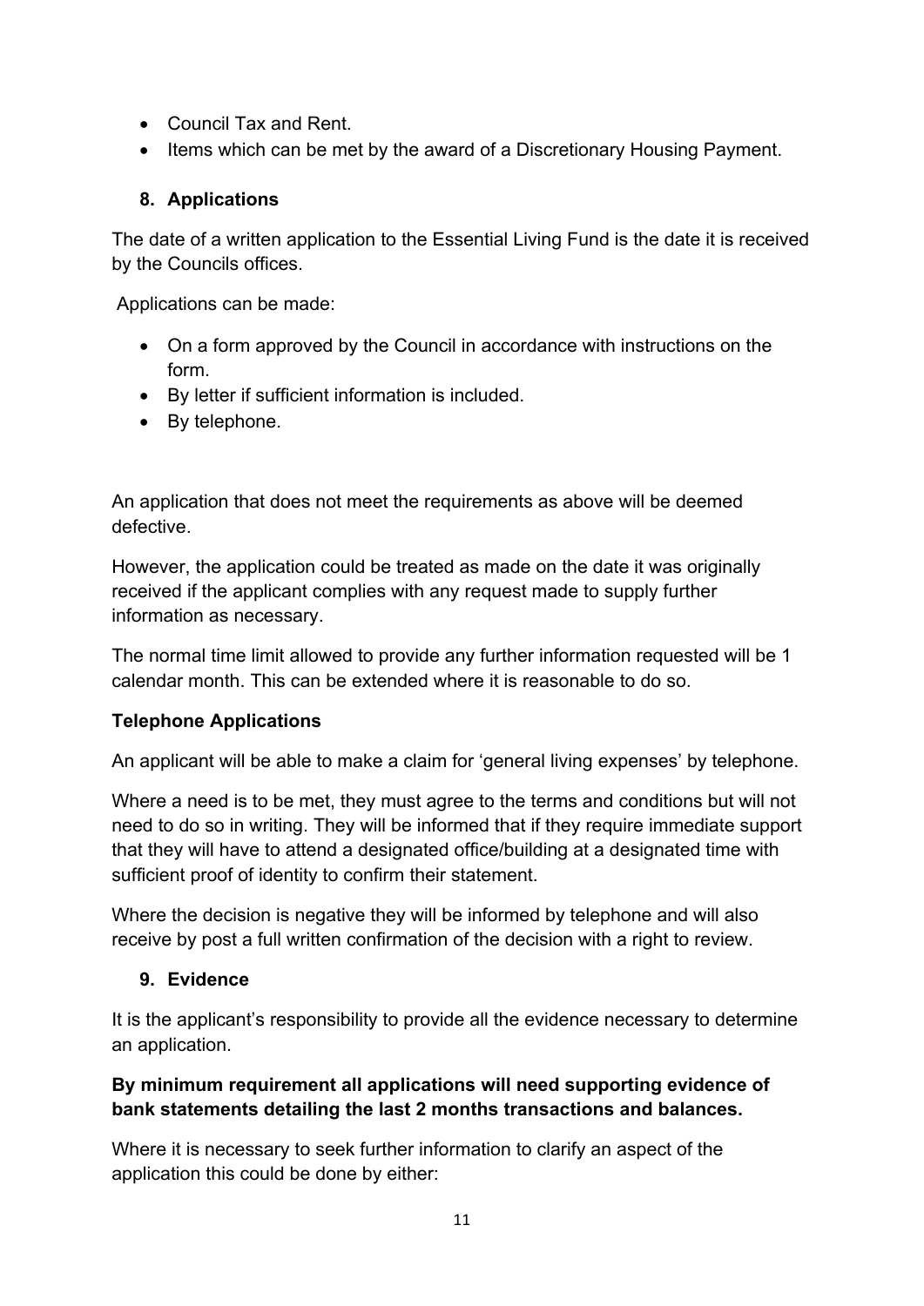- Council Tax and Rent.
- Items which can be met by the award of a Discretionary Housing Payment.

## 8. Applications

The date of a written application to the Essential Living Fund is the date it is received by the Councils offices.

Applications can be made:

- On a form approved by the Council in accordance with instructions on the form.
- By letter if sufficient information is included.
- By telephone.

An application that does not meet the requirements as above will be deemed defective.

However, the application could be treated as made on the date it was originally received if the applicant complies with any request made to supply further information as necessary.

The normal time limit allowed to provide any further information requested will be 1 calendar month. This can be extended where it is reasonable to do so.

### Telephone Applications

An applicant will be able to make a claim for 'general living expenses' by telephone.

Where a need is to be met, they must agree to the terms and conditions but will not need to do so in writing. They will be informed that if they require immediate support that they will have to attend a designated office/building at a designated time with sufficient proof of identity to confirm their statement.

Where the decision is negative they will be informed by telephone and will also receive by post a full written confirmation of the decision with a right to review.

## 9. Evidence

It is the applicant's responsibility to provide all the evidence necessary to determine an application.

**By minimum requirement all applications will need supporting evidence of bank statements detailing the last 2 months transactions and balances.**

Where it is necessary to seek further information to clarify an aspect of the application this could be done by either: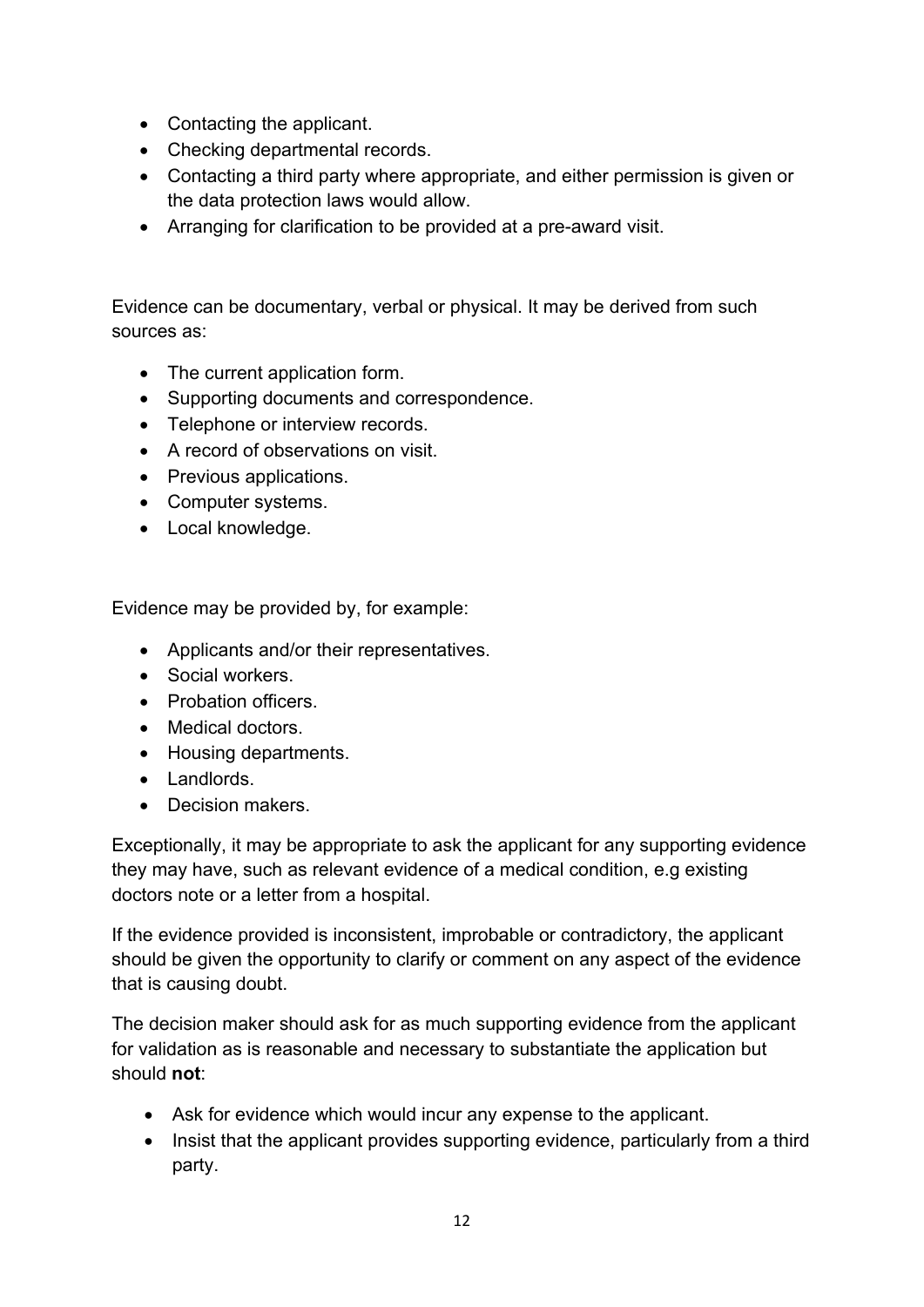- Contacting the applicant.
- Checking departmental records.
- Contacting a third party where appropriate, and either permission is given or the data protection laws would allow.
- Arranging for clarification to be provided at a pre-award visit.

Evidence can be documentary, verbal or physical. It may be derived from such sources as:

- The current application form.
- Supporting documents and correspondence.
- Telephone or interview records.
- A record of observations on visit.
- Previous applications.
- Computer systems.
- Local knowledge.

Evidence may be provided by, for example:

- Applicants and/or their representatives.
- Social workers.
- Probation officers.
- Medical doctors.
- Housing departments.
- Landlords.
- Decision makers.

Exceptionally, it may be appropriate to ask the applicant for any supporting evidence they may have, such as relevant evidence of a medical condition, e.g existing doctors note or a letter from a hospital.

If the evidence provided is inconsistent, improbable or contradictory, the applicant should be given the opportunity to clarify or comment on any aspect of the evidence that is causing doubt.

The decision maker should ask for as much supporting evidence from the applicant for validation as is reasonable and necessary to substantiate the application but should **not**:

- Ask for evidence which would incur any expense to the applicant.
- Insist that the applicant provides supporting evidence, particularly from a third party.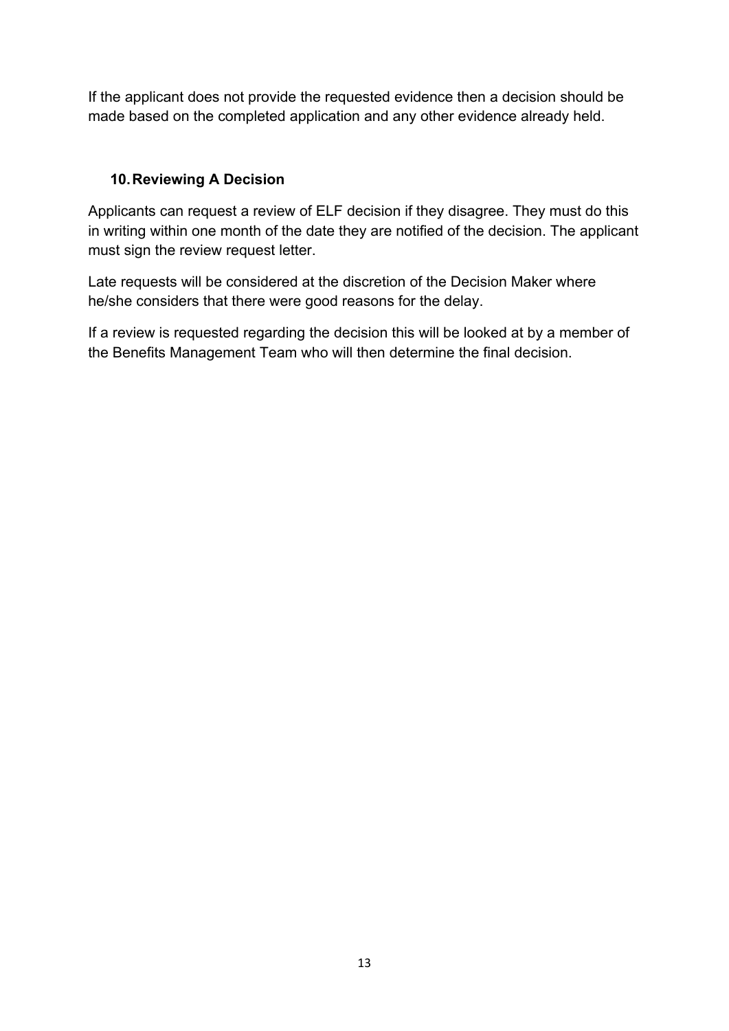If the applicant does not provide the requested evidence then a decision should be made based on the completed application and any other evidence already held.

## 10. Reviewing A Decision

Applicants can request a review of ELF decision if they disagree. They must do this in writing within one month of the date they are notified of the decision. The applicant must sign the review request letter.

Late requests will be considered at the discretion of the Decision Maker where he/she considers that there were good reasons for the delay.

If a review is requested regarding the decision this will be looked at by a member of the Benefits Management Team who will then determine the final decision.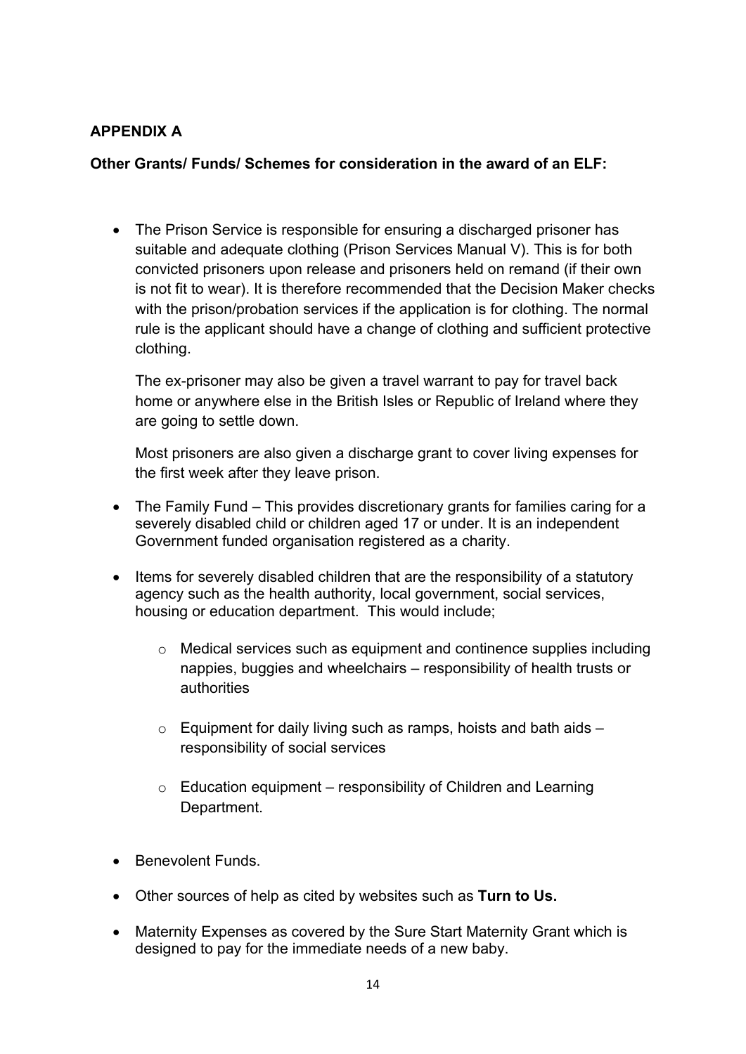## APPENDIX A

**Other Grants/ Funds/ Schemes for consideration in the award of an ELF:**

- The Prison Service is responsible for ensuring a discharged prisoner has suitable and adequate clothing (Prison Services Manual V). This is for both convicted prisoners upon release and prisoners held on remand (if their own is not fit to wear). It is therefore recommended that the Decision Maker checks with the prison/probation services if the application is for clothing. The normal rule is the applicant should have a change of clothing and sufficient protective clothing.

  The ex-prisoner may also be given a travel warrant to pay for travel back home or anywhere else in the British Isles or Republic of Ireland where they are going to settle down.

  Most prisoners are also given a discharge grant to cover living expenses for the first week after they leave prison.

- The Family Fund – This provides discretionary grants for families caring for a severely disabled child or children aged 17 or under. It is an independent Government funded organisation registered as a charity.

- Items for severely disabled children that are the responsibility of a statutory agency such as the health authority, local government, social services, housing or education department. This would include;

  - Medical services such as equipment and continence supplies including nappies, buggies and wheelchairs – responsibility of health trusts or authorities

  - Equipment for daily living such as ramps, hoists and bath aids – responsibility of social services

  - Education equipment – responsibility of Children and Learning Department.

- Benevolent Funds.

- Other sources of help as cited by websites such as **Turn to Us.**

- Maternity Expenses as covered by the Sure Start Maternity Grant which is designed to pay for the immediate needs of a new baby.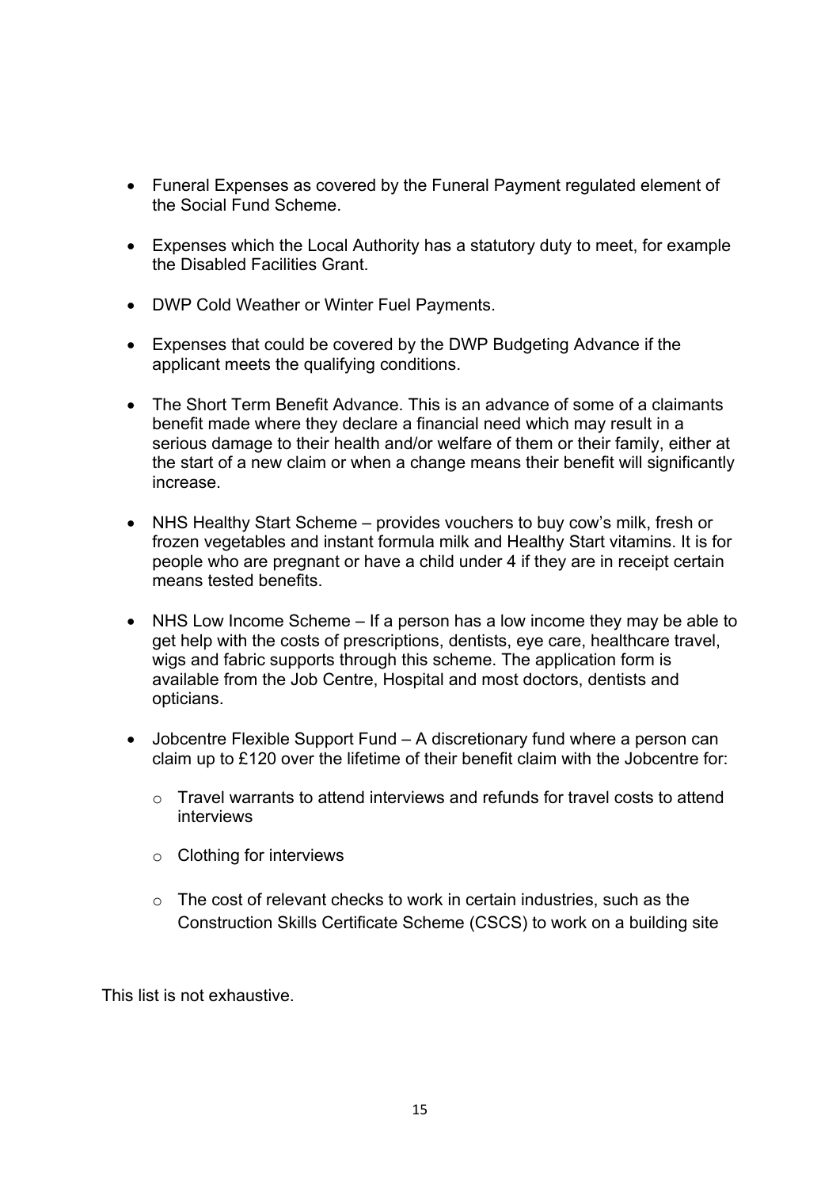- Funeral Expenses as covered by the Funeral Payment regulated element of the Social Fund Scheme.

- Expenses which the Local Authority has a statutory duty to meet, for example the Disabled Facilities Grant.

- DWP Cold Weather or Winter Fuel Payments.

- Expenses that could be covered by the DWP Budgeting Advance if the applicant meets the qualifying conditions.

- The Short Term Benefit Advance. This is an advance of some of a claimants benefit made where they declare a financial need which may result in a serious damage to their health and/or welfare of them or their family, either at the start of a new claim or when a change means their benefit will significantly increase.

- NHS Healthy Start Scheme – provides vouchers to buy cow's milk, fresh or frozen vegetables and instant formula milk and Healthy Start vitamins. It is for people who are pregnant or have a child under 4 if they are in receipt certain means tested benefits.

- NHS Low Income Scheme – If a person has a low income they may be able to get help with the costs of prescriptions, dentists, eye care, healthcare travel, wigs and fabric supports through this scheme. The application form is available from the Job Centre, Hospital and most doctors, dentists and opticians.

- Jobcentre Flexible Support Fund – A discretionary fund where a person can claim up to £120 over the lifetime of their benefit claim with the Jobcentre for:
  - Travel warrants to attend interviews and refunds for travel costs to attend interviews
  - Clothing for interviews
  - The cost of relevant checks to work in certain industries, such as the Construction Skills Certificate Scheme (CSCS) to work on a building site

This list is not exhaustive.